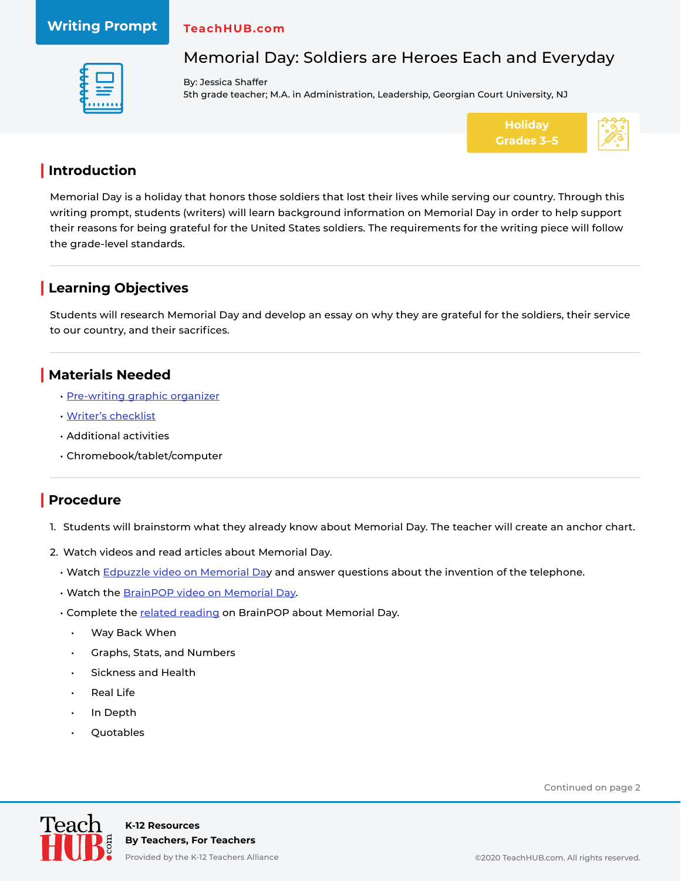Writing Prompt

TeachHUB.com

# Memorial Day: Soldiers are Heroes Each and Everyday

By: Jessica Shaffer
5th grade teacher; M.A. in Administration, Leadership, Georgian Court University, NJ

Holiday
Grades 3–5

## Introduction

Memorial Day is a holiday that honors those soldiers that lost their lives while serving our country. Through this writing prompt, students (writers) will learn background information on Memorial Day in order to help support their reasons for being grateful for the United States soldiers. The requirements for the writing piece will follow the grade-level standards.

## Learning Objectives

Students will research Memorial Day and develop an essay on why they are grateful for the soldiers, their service to our country, and their sacrifices.

## Materials Needed

- Pre-writing graphic organizer
- Writer's checklist
- Additional activities
- Chromebook/tablet/computer

## Procedure

1. Students will brainstorm what they already know about Memorial Day. The teacher will create an anchor chart.
2. Watch videos and read articles about Memorial Day.
   - Watch Edpuzzle video on Memorial Day and answer questions about the invention of the telephone.
   - Watch the BrainPOP video on Memorial Day.
   - Complete the related reading on BrainPOP about Memorial Day.
     - Way Back When
     - Graphs, Stats, and Numbers
     - Sickness and Health
     - Real Life
     - In Depth
     - Quotables

Continued on page 2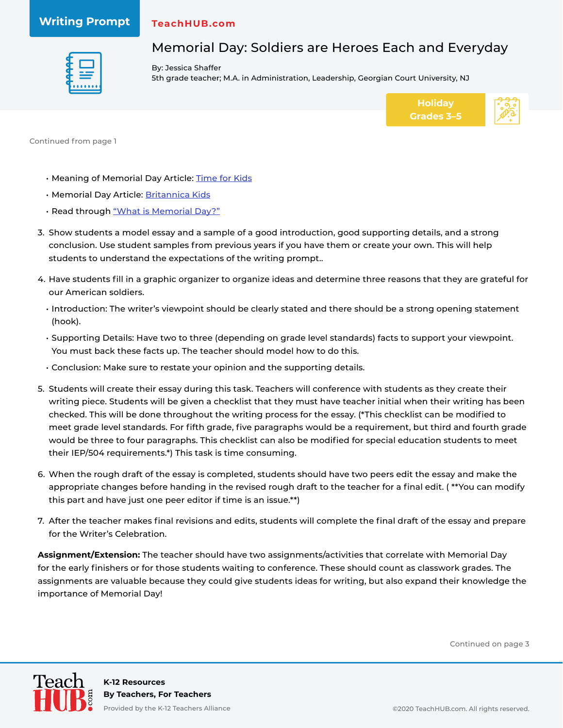Continued from page 1

- Meaning of Memorial Day Article: Time for Kids
- Memorial Day Article: Britannica Kids
- Read through "What is Memorial Day?"

3. Show students a model essay and a sample of a good introduction, good supporting details, and a strong conclusion. Use student samples from previous years if you have them or create your own. This will help students to understand the expectations of the writing prompt..

4. Have students fill in a graphic organizer to organize ideas and determine three reasons that they are grateful for our American soldiers.
   - Introduction: The writer's viewpoint should be clearly stated and there should be a strong opening statement (hook).
   - Supporting Details: Have two to three (depending on grade level standards) facts to support your viewpoint. You must back these facts up. The teacher should model how to do this.
   - Conclusion: Make sure to restate your opinion and the supporting details.

5. Students will create their essay during this task. Teachers will conference with students as they create their writing piece. Students will be given a checklist that they must have teacher initial when their writing has been checked. This will be done throughout the writing process for the essay. (*This checklist can be modified to meet grade level standards. For fifth grade, five paragraphs would be a requirement, but third and fourth grade would be three to four paragraphs. This checklist can also be modified for special education students to meet their IEP/504 requirements.*) This task is time consuming.

6. When the rough draft of the essay is completed, students should have two peers edit the essay and make the appropriate changes before handing in the revised rough draft to the teacher for a final edit. ( **You can modify this part and have just one peer editor if time is an issue.**)

7. After the teacher makes final revisions and edits, students will complete the final draft of the essay and prepare for the Writer's Celebration.

**Assignment/Extension:** The teacher should have two assignments/activities that correlate with Memorial Day for the early finishers or for those students waiting to conference. These should count as classwork grades. The assignments are valuable because they could give students ideas for writing, but also expand their knowledge the importance of Memorial Day!

Continued on page 3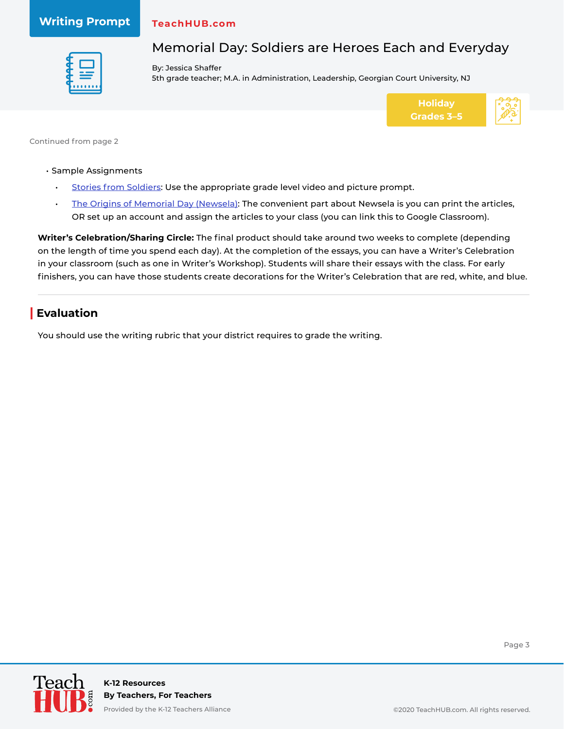Continued from page 2

- Sample Assignments
  - Stories from Soldiers: Use the appropriate grade level video and picture prompt.
  - The Origins of Memorial Day (Newsela): The convenient part about Newsela is you can print the articles, OR set up an account and assign the articles to your class (you can link this to Google Classroom).

**Writer's Celebration/Sharing Circle:** The final product should take around two weeks to complete (depending on the length of time you spend each day). At the completion of the essays, you can have a Writer's Celebration in your classroom (such as one in Writer's Workshop). Students will share their essays with the class. For early finishers, you can have those students create decorations for the Writer's Celebration that are red, white, and blue.

---

## Evaluation

You should use the writing rubric that your district requires to grade the writing.